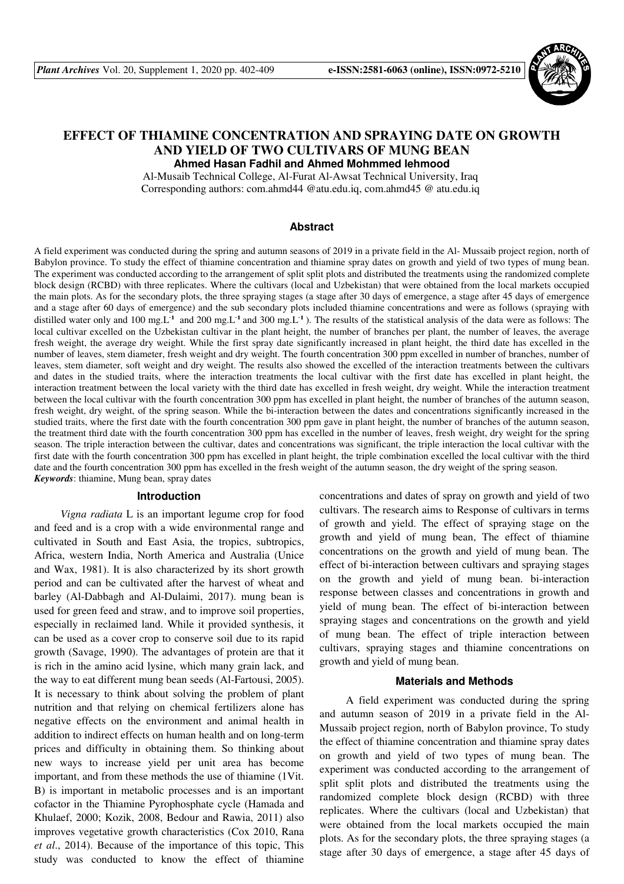# EFFECT OF THIAMINE CONCENTRATION AND SPRAYING DATE ON GROWTH AND YIELD OF TWO CULTIVARS OF MUNG BEAN

**Ahmed Hasan Fadhil and Ahmed Mohmmed lehmood**

Al-Musaib Technical College, Al-Furat Al-Awsat Technical University, Iraq

Corresponding authors: com.ahmd44 @atu.edu.iq, com.ahmd45 @ atu.edu.iq

## Abstract

A field experiment was conducted during the spring and autumn seasons of 2019 in a private field in the Al- Mussaib project region, north of Babylon province. To study the effect of thiamine concentration and thiamine spray dates on growth and yield of two types of mung bean. The experiment was conducted according to the arrangement of split split plots and distributed the treatments using the randomized complete block design (RCBD) with three replicates. Where the cultivars (local and Uzbekistan) that were obtained from the local markets occupied the main plots. As for the secondary plots, the three spraying stages (a stage after 30 days of emergence, a stage after 45 days of emergence and a stage after 60 days of emergence) and the sub secondary plots included thiamine concentrations and were as follows (spraying with distilled water only and 100 mg.L$^{-1}$ and 200 mg.L$^{-1}$ and 300 mg.L$^{-1}$ ). The results of the statistical analysis of the data were as follows: The local cultivar excelled on the Uzbekistan cultivar in the plant height, the number of branches per plant, the number of leaves, the average fresh weight, the average dry weight. While the first spray date significantly increased in plant height, the third date has excelled in the number of leaves, stem diameter, fresh weight and dry weight. The fourth concentration 300 ppm excelled in number of branches, number of leaves, stem diameter, soft weight and dry weight. The results also showed the excelled of the interaction treatments between the cultivars and dates in the studied traits, where the interaction treatments the local cultivar with the first date has excelled in plant height, the interaction treatment between the local variety with the third date has excelled in fresh weight, dry weight. While the interaction treatment between the local cultivar with the fourth concentration 300 ppm has excelled in plant height, the number of branches of the autumn season, fresh weight, dry weight, of the spring season. While the bi-interaction between the dates and concentrations significantly increased in the studied traits, where the first date with the fourth concentration 300 ppm gave in plant height, the number of branches of the autumn season, the treatment third date with the fourth concentration 300 ppm has excelled in the number of leaves, fresh weight, dry weight for the spring season. The triple interaction between the cultivar, dates and concentrations was significant, the triple interaction the local cultivar with the first date with the fourth concentration 300 ppm has excelled in plant height, the triple combination excelled the local cultivar with the third date and the fourth concentration 300 ppm has excelled in the fresh weight of the autumn season, the dry weight of the spring season.

***Keywords***: thiamine, Mung bean, spray dates

## Introduction

*Vigna radiata* L is an important legume crop for food and feed and is a crop with a wide environmental range and cultivated in South and East Asia, the tropics, subtropics, Africa, western India, North America and Australia (Unice and Wax, 1981). It is also characterized by its short growth period and can be cultivated after the harvest of wheat and barley (Al-Dabbagh and Al-Dulaimi, 2017). mung bean is used for green feed and straw, and to improve soil properties, especially in reclaimed land. While it provided synthesis, it can be used as a cover crop to conserve soil due to its rapid growth (Savage, 1990). The advantages of protein are that it is rich in the amino acid lysine, which many grain lack, and the way to eat different mung bean seeds (Al-Fartousi, 2005). It is necessary to think about solving the problem of plant nutrition and that relying on chemical fertilizers alone has negative effects on the environment and animal health in addition to indirect effects on human health and on long-term prices and difficulty in obtaining them. So thinking about new ways to increase yield per unit area has become important, and from these methods the use of thiamine (1Vit. B) is important in metabolic processes and is an important cofactor in the Thiamine Pyrophosphate cycle (Hamada and Khulaef, 2000; Kozik, 2008, Bedour and Rawia, 2011) also improves vegetative growth characteristics (Cox 2010, Rana *et al*., 2014). Because of the importance of this topic, This study was conducted to know the effect of thiamine concentrations and dates of spray on growth and yield of two cultivars. The research aims to Response of cultivars in terms of growth and yield. The effect of spraying stage on the growth and yield of mung bean, The effect of thiamine concentrations on the growth and yield of mung bean. The effect of bi-interaction between cultivars and spraying stages on the growth and yield of mung bean. bi-interaction response between classes and concentrations in growth and yield of mung bean. The effect of bi-interaction between spraying stages and concentrations on the growth and yield of mung bean. The effect of triple interaction between cultivars, spraying stages and thiamine concentrations on growth and yield of mung bean.

## Materials and Methods

A field experiment was conducted during the spring and autumn season of 2019 in a private field in the Al-Mussaib project region, north of Babylon province, To study the effect of thiamine concentration and thiamine spray dates on growth and yield of two types of mung bean. The experiment was conducted according to the arrangement of split split plots and distributed the treatments using the randomized complete block design (RCBD) with three replicates. Where the cultivars (local and Uzbekistan) that were obtained from the local markets occupied the main plots. As for the secondary plots, the three spraying stages (a stage after 30 days of emergence, a stage after 45 days of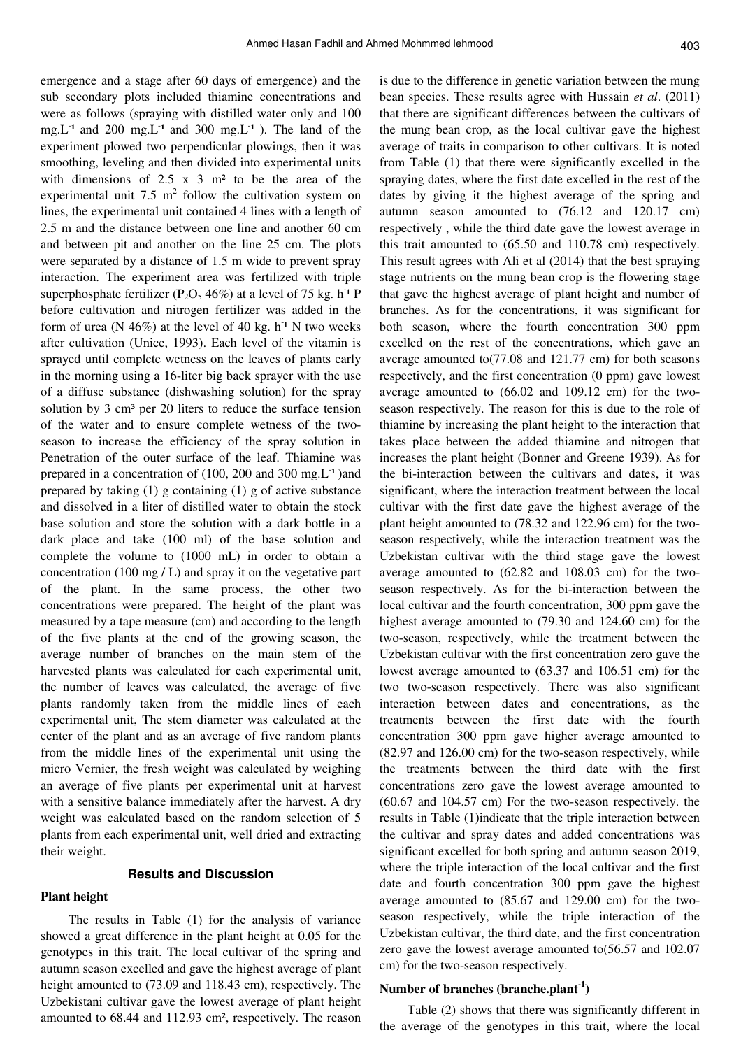emergence and a stage after 60 days of emergence) and the sub secondary plots included thiamine concentrations and were as follows (spraying with distilled water only and 100 $mg.L^{-1}$ and 200 $mg.L^{-1}$ and 300 $mg.L^{-1}$ ). The land of the experiment plowed two perpendicular plowings, then it was smoothing, leveling and then divided into experimental units with dimensions of 2.5 x 3 m² to be the area of the experimental unit 7.5 $m^2$ follow the cultivation system on lines, the experimental unit contained 4 lines with a length of 2.5 m and the distance between one line and another 60 cm and between pit and another on the line 25 cm. The plots were separated by a distance of 1.5 m wide to prevent spray interaction. The experiment area was fertilized with triple superphosphate fertilizer ($P_2O_5$ 46%) at a level of 75 kg. $h^{-1}$ P before cultivation and nitrogen fertilizer was added in the form of urea (N 46%) at the level of 40 kg. $h^{-1}$ N two weeks after cultivation (Unice, 1993). Each level of the vitamin is sprayed until complete wetness on the leaves of plants early in the morning using a 16-liter big back sprayer with the use of a diffuse substance (dishwashing solution) for the spray solution by 3 cm³ per 20 liters to reduce the surface tension of the water and to ensure complete wetness of the two-season to increase the efficiency of the spray solution in Penetration of the outer surface of the leaf. Thiamine was prepared in a concentration of (100, 200 and 300 $mg.L^{-1}$ )and prepared by taking (1) g containing (1) g of active substance and dissolved in a liter of distilled water to obtain the stock base solution and store the solution with a dark bottle in a dark place and take (100 ml) of the base solution and complete the volume to (1000 mL) in order to obtain a concentration (100 mg / L) and spray it on the vegetative part of the plant. In the same process, the other two concentrations were prepared. The height of the plant was measured by a tape measure (cm) and according to the length of the five plants at the end of the growing season, the average number of branches on the main stem of the harvested plants was calculated for each experimental unit, the number of leaves was calculated, the average of five plants randomly taken from the middle lines of each experimental unit, The stem diameter was calculated at the center of the plant and as an average of five random plants from the middle lines of the experimental unit using the micro Vernier, the fresh weight was calculated by weighing an average of five plants per experimental unit at harvest with a sensitive balance immediately after the harvest. A dry weight was calculated based on the random selection of 5 plants from each experimental unit, well dried and extracting their weight.

## Results and Discussion

### Plant height

The results in Table (1) for the analysis of variance showed a great difference in the plant height at 0.05 for the genotypes in this trait. The local cultivar of the spring and autumn season excelled and gave the highest average of plant height amounted to (73.09 and 118.43 cm), respectively. The Uzbekistani cultivar gave the lowest average of plant height amounted to 68.44 and 112.93 cm², respectively. The reason is due to the difference in genetic variation between the mung bean species. These results agree with Hussain *et al*. (2011) that there are significant differences between the cultivars of the mung bean crop, as the local cultivar gave the highest average of traits in comparison to other cultivars. It is noted from Table (1) that there were significantly excelled in the spraying dates, where the first date excelled in the rest of the dates by giving it the highest average of the spring and autumn season amounted to (76.12 and 120.17 cm) respectively , while the third date gave the lowest average in this trait amounted to (65.50 and 110.78 cm) respectively. This result agrees with Ali et al (2014) that the best spraying stage nutrients on the mung bean crop is the flowering stage that gave the highest average of plant height and number of branches. As for the concentrations, it was significant for both season, where the fourth concentration 300 ppm excelled on the rest of the concentrations, which gave an average amounted to(77.08 and 121.77 cm) for both seasons respectively, and the first concentration (0 ppm) gave lowest average amounted to (66.02 and 109.12 cm) for the two-season respectively. The reason for this is due to the role of thiamine by increasing the plant height to the interaction that takes place between the added thiamine and nitrogen that increases the plant height (Bonner and Greene 1939). As for the bi-interaction between the cultivars and dates, it was significant, where the interaction treatment between the local cultivar with the first date gave the highest average of the plant height amounted to (78.32 and 122.96 cm) for the two-season respectively, while the interaction treatment was the Uzbekistan cultivar with the third stage gave the lowest average amounted to (62.82 and 108.03 cm) for the two-season respectively. As for the bi-interaction between the local cultivar and the fourth concentration, 300 ppm gave the highest average amounted to (79.30 and 124.60 cm) for the two-season, respectively, while the treatment between the Uzbekistan cultivar with the first concentration zero gave the lowest average amounted to (63.37 and 106.51 cm) for the two two-season respectively. There was also significant interaction between dates and concentrations, as the treatments between the first date with the fourth concentration 300 ppm gave higher average amounted to (82.97 and 126.00 cm) for the two-season respectively, while the treatments between the third date with the first concentrations zero gave the lowest average amounted to (60.67 and 104.57 cm) For the two-season respectively. the results in Table (1)indicate that the triple interaction between the cultivar and spray dates and added concentrations was significant excelled for both spring and autumn season 2019, where the triple interaction of the local cultivar and the first date and fourth concentration 300 ppm gave the highest average amounted to (85.67 and 129.00 cm) for the two-season respectively, while the triple interaction of the Uzbekistan cultivar, the third date, and the first concentration zero gave the lowest average amounted to(56.57 and 102.07 cm) for the two-season respectively.

### Number of branches (branche.plant$^{-1}$)

Table (2) shows that there was significantly different in the average of the genotypes in this trait, where the local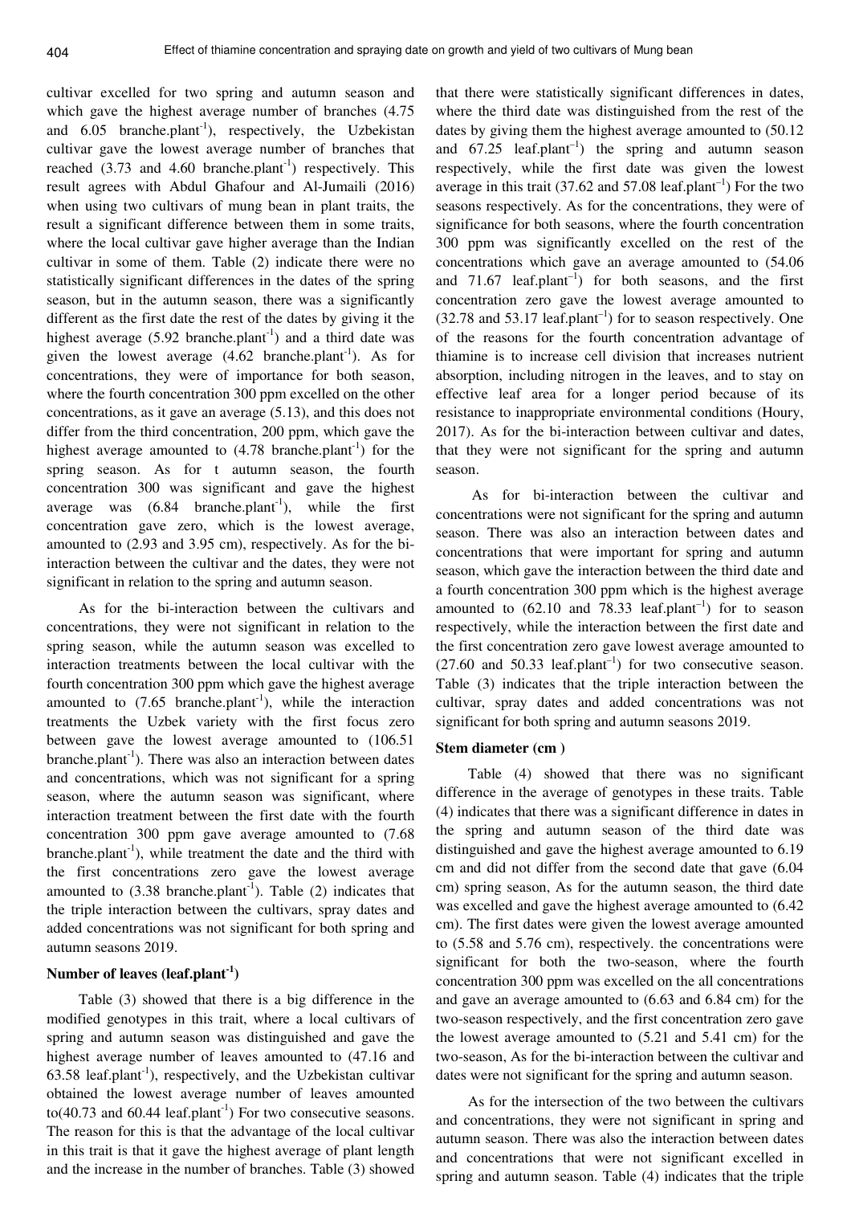cultivar excelled for two spring and autumn season and which gave the highest average number of branches (4.75 and 6.05 branche.plant$^{-1}$), respectively, the Uzbekistan cultivar gave the lowest average number of branches that reached (3.73 and 4.60 branche.plant$^{-1}$) respectively. This result agrees with Abdul Ghafour and Al-Jumaili (2016) when using two cultivars of mung bean in plant traits, the result a significant difference between them in some traits, where the local cultivar gave higher average than the Indian cultivar in some of them. Table (2) indicate there were no statistically significant differences in the dates of the spring season, but in the autumn season, there was a significantly different as the first date the rest of the dates by giving it the highest average (5.92 branche.plant$^{-1}$) and a third date was given the lowest average (4.62 branche.plant$^{-1}$). As for concentrations, they were of importance for both season, where the fourth concentration 300 ppm excelled on the other concentrations, as it gave an average (5.13), and this does not differ from the third concentration, 200 ppm, which gave the highest average amounted to (4.78 branche.plant$^{-1}$) for the spring season. As for t autumn season, the fourth concentration 300 was significant and gave the highest average was (6.84 branche.plant$^{-1}$), while the first concentration gave zero, which is the lowest average, amounted to (2.93 and 3.95 cm), respectively. As for the bi-interaction between the cultivar and the dates, they were not significant in relation to the spring and autumn season.

As for the bi-interaction between the cultivars and concentrations, they were not significant in relation to the spring season, while the autumn season was excelled to interaction treatments between the local cultivar with the fourth concentration 300 ppm which gave the highest average amounted to (7.65 branche.plant$^{-1}$), while the interaction treatments the Uzbek variety with the first focus zero between gave the lowest average amounted to (106.51 branche.plant$^{-1}$). There was also an interaction between dates and concentrations, which was not significant for a spring season, where the autumn season was significant, where interaction treatment between the first date with the fourth concentration 300 ppm gave average amounted to (7.68 branche.plant$^{-1}$), while treatment the date and the third with the first concentrations zero gave the lowest average amounted to (3.38 branche.plant$^{-1}$). Table (2) indicates that the triple interaction between the cultivars, spray dates and added concentrations was not significant for both spring and autumn seasons 2019.

### Number of leaves (leaf.plant$^{-1}$)

Table (3) showed that there is a big difference in the modified genotypes in this trait, where a local cultivars of spring and autumn season was distinguished and gave the highest average number of leaves amounted to (47.16 and 63.58 leaf.plant$^{-1}$), respectively, and the Uzbekistan cultivar obtained the lowest average number of leaves amounted to(40.73 and 60.44 leaf.plant$^{-1}$) For two consecutive seasons. The reason for this is that the advantage of the local cultivar in this trait is that it gave the highest average of plant length and the increase in the number of branches. Table (3) showed that there were statistically significant differences in dates, where the third date was distinguished from the rest of the dates by giving them the highest average amounted to (50.12 and 67.25 leaf.plant$^{-1}$) the spring and autumn season respectively, while the first date was given the lowest average in this trait (37.62 and 57.08 leaf.plant$^{-1}$) For the two seasons respectively. As for the concentrations, they were of significance for both seasons, where the fourth concentration 300 ppm was significantly excelled on the rest of the concentrations which gave an average amounted to (54.06 and 71.67 leaf.plant$^{-1}$) for both seasons, and the first concentration zero gave the lowest average amounted to (32.78 and 53.17 leaf.plant$^{-1}$) for to season respectively. One of the reasons for the fourth concentration advantage of thiamine is to increase cell division that increases nutrient absorption, including nitrogen in the leaves, and to stay on effective leaf area for a longer period because of its resistance to inappropriate environmental conditions (Houry, 2017). As for the bi-interaction between cultivar and dates, that they were not significant for the spring and autumn season.

As for bi-interaction between the cultivar and concentrations were not significant for the spring and autumn season. There was also an interaction between dates and concentrations that were important for spring and autumn season, which gave the interaction between the third date and a fourth concentration 300 ppm which is the highest average amounted to (62.10 and 78.33 leaf.plant$^{-1}$) for to season respectively, while the interaction between the first date and the first concentration zero gave lowest average amounted to (27.60 and 50.33 leaf.plant$^{-1}$) for two consecutive season. Table (3) indicates that the triple interaction between the cultivar, spray dates and added concentrations was not significant for both spring and autumn seasons 2019.

### Stem diameter (cm )

Table (4) showed that there was no significant difference in the average of genotypes in these traits. Table (4) indicates that there was a significant difference in dates in the spring and autumn season of the third date was distinguished and gave the highest average amounted to 6.19 cm and did not differ from the second date that gave (6.04 cm) spring season, As for the autumn season, the third date was excelled and gave the highest average amounted to (6.42 cm). The first dates were given the lowest average amounted to (5.58 and 5.76 cm), respectively. the concentrations were significant for both the two-season, where the fourth concentration 300 ppm was excelled on the all concentrations and gave an average amounted to (6.63 and 6.84 cm) for the two-season respectively, and the first concentration zero gave the lowest average amounted to (5.21 and 5.41 cm) for the two-season, As for the bi-interaction between the cultivar and dates were not significant for the spring and autumn season.

As for the intersection of the two between the cultivars and concentrations, they were not significant in spring and autumn season. There was also the interaction between dates and concentrations that were not significant excelled in spring and autumn season. Table (4) indicates that the triple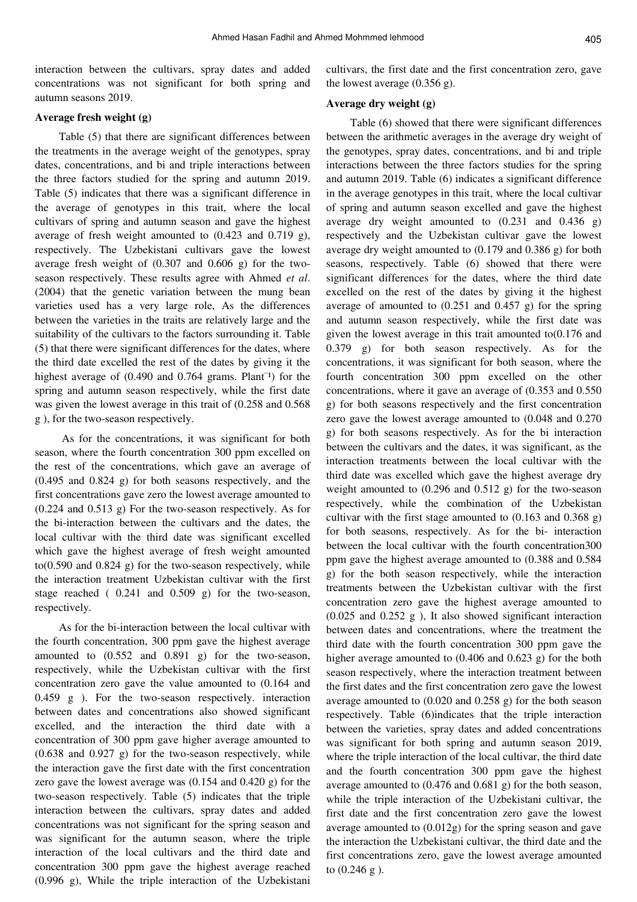interaction between the cultivars, spray dates and added concentrations was not significant for both spring and autumn seasons 2019.

**Average fresh weight (g)**

Table (5) that there are significant differences between the treatments in the average weight of the genotypes, spray dates, concentrations, and bi and triple interactions between the three factors studied for the spring and autumn 2019. Table (5) indicates that there was a significant difference in the average of genotypes in this trait, where the local cultivars of spring and autumn season and gave the highest average of fresh weight amounted to (0.423 and 0.719 g), respectively. The Uzbekistani cultivars gave the lowest average fresh weight of (0.307 and 0.606 g) for the two-season respectively. These results agree with Ahmed *et al*. (2004) that the genetic variation between the mung bean varieties used has a very large role, As the differences between the varieties in the traits are relatively large and the suitability of the cultivars to the factors surrounding it. Table (5) that there were significant differences for the dates, where the third date excelled the rest of the dates by giving it the highest average of (0.490 and 0.764 grams. Plant$^{-1}$) for the spring and autumn season respectively, while the first date was given the lowest average in this trait of (0.258 and 0.568 g ), for the two-season respectively.

As for the concentrations, it was significant for both season, where the fourth concentration 300 ppm excelled on the rest of the concentrations, which gave an average of (0.495 and 0.824 g) for both seasons respectively, and the first concentrations gave zero the lowest average amounted to (0.224 and 0.513 g) For the two-season respectively. As for the bi-interaction between the cultivars and the dates, the local cultivar with the third date was significant excelled which gave the highest average of fresh weight amounted to(0.590 and 0.824 g) for the two-season respectively, while the interaction treatment Uzbekistan cultivar with the first stage reached ( 0.241 and 0.509 g) for the two-season, respectively.

As for the bi-interaction between the local cultivar with the fourth concentration, 300 ppm gave the highest average amounted to (0.552 and 0.891 g) for the two-season, respectively, while the Uzbekistan cultivar with the first concentration zero gave the value amounted to (0.164 and 0.459 g ). For the two-season respectively. interaction between dates and concentrations also showed significant excelled, and the interaction the third date with a concentration of 300 ppm gave higher average amounted to (0.638 and 0.927 g) for the two-season respectively, while the interaction gave the first date with the first concentration zero gave the lowest average was (0.154 and 0.420 g) for the two-season respectively. Table (5) indicates that the triple interaction between the cultivars, spray dates and added concentrations was not significant for the spring season and was significant for the autumn season, where the triple interaction of the local cultivars and the third date and concentration 300 ppm gave the highest average reached (0.996 g), While the triple interaction of the Uzbekistani cultivars, the first date and the first concentration zero, gave the lowest average (0.356 g).

**Average dry weight (g)**

Table (6) showed that there were significant differences between the arithmetic averages in the average dry weight of the genotypes, spray dates, concentrations, and bi and triple interactions between the three factors studies for the spring and autumn 2019. Table (6) indicates a significant difference in the average genotypes in this trait, where the local cultivar of spring and autumn season excelled and gave the highest average dry weight amounted to (0.231 and 0.436 g) respectively and the Uzbekistan cultivar gave the lowest average dry weight amounted to (0.179 and 0.386 g) for both seasons, respectively. Table (6) showed that there were significant differences for the dates, where the third date excelled on the rest of the dates by giving it the highest average of amounted to (0.251 and 0.457 g) for the spring and autumn season respectively, while the first date was given the lowest average in this trait amounted to(0.176 and 0.379 g) for both season respectively. As for the concentrations, it was significant for both season, where the fourth concentration 300 ppm excelled on the other concentrations, where it gave an average of (0.353 and 0.550 g) for both seasons respectively and the first concentration zero gave the lowest average amounted to (0.048 and 0.270 g) for both seasons respectively. As for the bi interaction between the cultivars and the dates, it was significant, as the interaction treatments between the local cultivar with the third date was excelled which gave the highest average dry weight amounted to (0.296 and 0.512 g) for the two-season respectively, while the combination of the Uzbekistan cultivar with the first stage amounted to (0.163 and 0.368 g) for both seasons, respectively. As for the bi- interaction between the local cultivar with the fourth concentration300 ppm gave the highest average amounted to (0.388 and 0.584 g) for the both season respectively, while the interaction treatments between the Uzbekistan cultivar with the first concentration zero gave the highest average amounted to (0.025 and 0.252 g ), It also showed significant interaction between dates and concentrations, where the treatment the third date with the fourth concentration 300 ppm gave the higher average amounted to (0.406 and 0.623 g) for the both season respectively, where the interaction treatment between the first dates and the first concentration zero gave the lowest average amounted to (0.020 and 0.258 g) for the both season respectively. Table (6)indicates that the triple interaction between the varieties, spray dates and added concentrations was significant for both spring and autumn season 2019, where the triple interaction of the local cultivar, the third date and the fourth concentration 300 ppm gave the highest average amounted to (0.476 and 0.681 g) for the both season, while the triple interaction of the Uzbekistani cultivar, the first date and the first concentration zero gave the lowest average amounted to (0.012g) for the spring season and gave the interaction the Uzbekistani cultivar, the third date and the first concentrations zero, gave the lowest average amounted to (0.246 g ).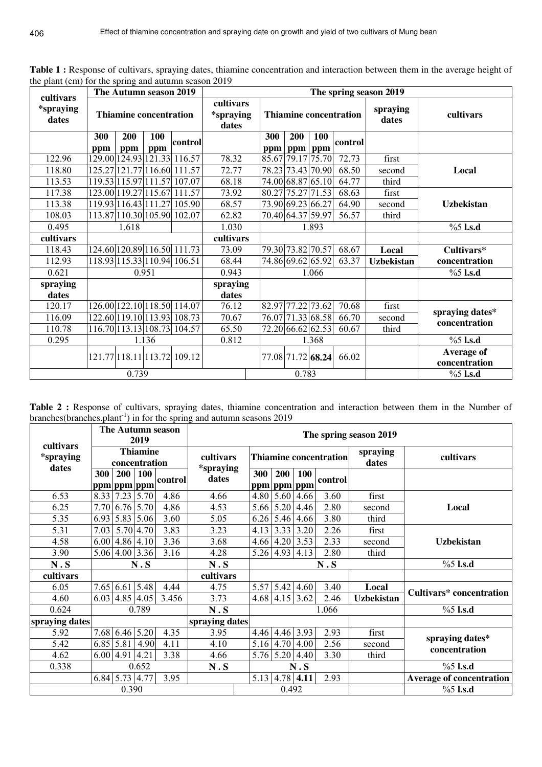**Table 1 :** Response of cultivars, spraying dates, thiamine concentration and interaction between them in the average height of the plant (cm) for the spring and autumn season 2019

| cultivars *spraying dates | The Autumn season 2019 | | | | The spring season 2019 | | | | | | |
|---|---|---|---|---|---|---|---|---|---|---|---|
| | Thiamine concentration | | | | cultivars *spraying dates | Thiamine concentration | | | | spraying dates | cultivars |
| | 300 ppm | 200 ppm | 100 ppm | control | | 300 ppm | 200 ppm | 100 ppm | control | | |
| 122.96 | 129.00 | 124.93 | 121.33 | 116.57 | 78.32 | 85.67 | 79.17 | 75.70 | 72.73 | first | Local |
| 118.80 | 125.27 | 121.77 | 116.60 | 111.57 | 72.77 | 78.23 | 73.43 | 70.90 | 68.50 | second | |
| 113.53 | 119.53 | 115.97 | 111.57 | 107.07 | 68.18 | 74.00 | 68.87 | 65.10 | 64.77 | third | |
| 117.38 | 123.00 | 119.27 | 115.67 | 111.57 | 73.92 | 80.27 | 75.27 | 71.53 | 68.63 | first | Uzbekistan |
| 113.38 | 119.93 | 116.43 | 111.27 | 105.90 | 68.57 | 73.90 | 69.23 | 66.27 | 64.90 | second | |
| 108.03 | 113.87 | 110.30 | 105.90 | 102.07 | 62.82 | 70.40 | 64.37 | 59.97 | 56.57 | third | |
| 0.495 | 1.618 | | | | 1.030 | 1.893 | | | | | %5 l.s.d |
| cultivars | | | | | cultivars | | | | | | |
| 118.43 | 124.60 | 120.89 | 116.50 | 111.73 | 73.09 | 79.30 | 73.82 | 70.57 | 68.67 | Local | Cultivars* concentration |
| 112.93 | 118.93 | 115.33 | 110.94 | 106.51 | 68.44 | 74.86 | 69.62 | 65.92 | 63.37 | Uzbekistan | |
| 0.621 | 0.951 | | | | 0.943 | 1.066 | | | | | %5 l.s.d |
| spraying dates | | | | | spraying dates | | | | | | |
| 120.17 | 126.00 | 122.10 | 118.50 | 114.07 | 76.12 | 82.97 | 77.22 | 73.62 | 70.68 | first | spraying dates* concentration |
| 116.09 | 122.60 | 119.10 | 113.93 | 108.73 | 70.67 | 76.07 | 71.33 | 68.58 | 66.70 | second | |
| 110.78 | 116.70 | 113.13 | 108.73 | 104.57 | 65.50 | 72.20 | 66.62 | 62.53 | 60.67 | third | |
| 0.295 | 1.136 | | | | 0.812 | 1.368 | | | | | %5 l.s.d |
| | 121.77 | 118.11 | 113.72 | 109.12 | | 77.08 | 71.72 | **68.24** | 66.02 | | Average of concentration |
| 0.739 | | | | | | 0.783 | | | | | %5 l.s.d |

**Table 2 :** Response of cultivars, spraying dates, thiamine concentration and interaction between them in the Number of branches(branches.plant$^{-1}$) in for the spring and autumn seasons 2019

| cultivars *spraying dates | The Autumn season 2019 | | | | The spring season 2019 | | | | | | |
|---|---|---|---|---|---|---|---|---|---|---|---|
| | Thiamine concentration | | | | cultivars *spraying dates | Thiamine concentration | | | | spraying dates | cultivars |
| | 300 ppm | 200 ppm | 100 ppm | control | | 300 ppm | 200 ppm | 100 ppm | control | | |
| 6.53 | 8.33 | 7.23 | 5.70 | 4.86 | 4.66 | 4.80 | 5.60 | 4.66 | 3.60 | first | Local |
| 6.25 | 7.70 | 6.76 | 5.70 | 4.86 | 4.53 | 5.66 | 5.20 | 4.46 | 2.80 | second | |
| 5.35 | 6.93 | 5.83 | 5.06 | 3.60 | 5.05 | 6.26 | 5.46 | 4.66 | 3.80 | third | |
| 5.31 | 7.03 | 5.70 | 4.70 | 3.83 | 3.23 | 4.13 | 3.33 | 3.20 | 2.26 | first | Uzbekistan |
| 4.58 | 6.00 | 4.86 | 4.10 | 3.36 | 3.68 | 4.66 | 4.20 | 3.53 | 2.33 | second | |
| 3.90 | 5.06 | 4.00 | 3.36 | 3.16 | 4.28 | 5.26 | 4.93 | 4.13 | 2.80 | third | |
| N . S | N . S | | | | N . S | N . S | | | | | %5 l.s.d |
| cultivars | | | | | cultivars | | | | | | |
| 6.05 | 7.65 | 6.61 | 5.48 | 4.44 | 4.75 | 5.57 | 5.42 | 4.60 | 3.40 | Local | Cultivars* concentration |
| 4.60 | 6.03 | 4.85 | 4.05 | 3.456 | 3.73 | 4.68 | 4.15 | 3.62 | 2.46 | Uzbekistan | |
| 0.624 | 0.789 | | | | N . S | 1.066 | | | | | %5 l.s.d |
| spraying dates | | | | | spraying dates | | | | | | |
| 5.92 | 7.68 | 6.46 | 5.20 | 4.35 | 3.95 | 4.46 | 4.46 | 3.93 | 2.93 | first | spraying dates* concentration |
| 5.42 | 6.85 | 5.81 | 4.90 | 4.11 | 4.10 | 5.16 | 4.70 | 4.00 | 2.56 | second | |
| 4.62 | 6.00 | 4.91 | 4.21 | 3.38 | 4.66 | 5.76 | 5.20 | 4.40 | 3.30 | third | |
| 0.338 | 0.652 | | | | N . S | N . S | | | | | %5 l.s.d |
| | 6.84 | 5.73 | 4.77 | 3.95 | | 5.13 | 4.78 | **4.11** | 2.93 | | Average of concentration |
| 0.390 | | | | | | 0.492 | | | | | %5 l.s.d |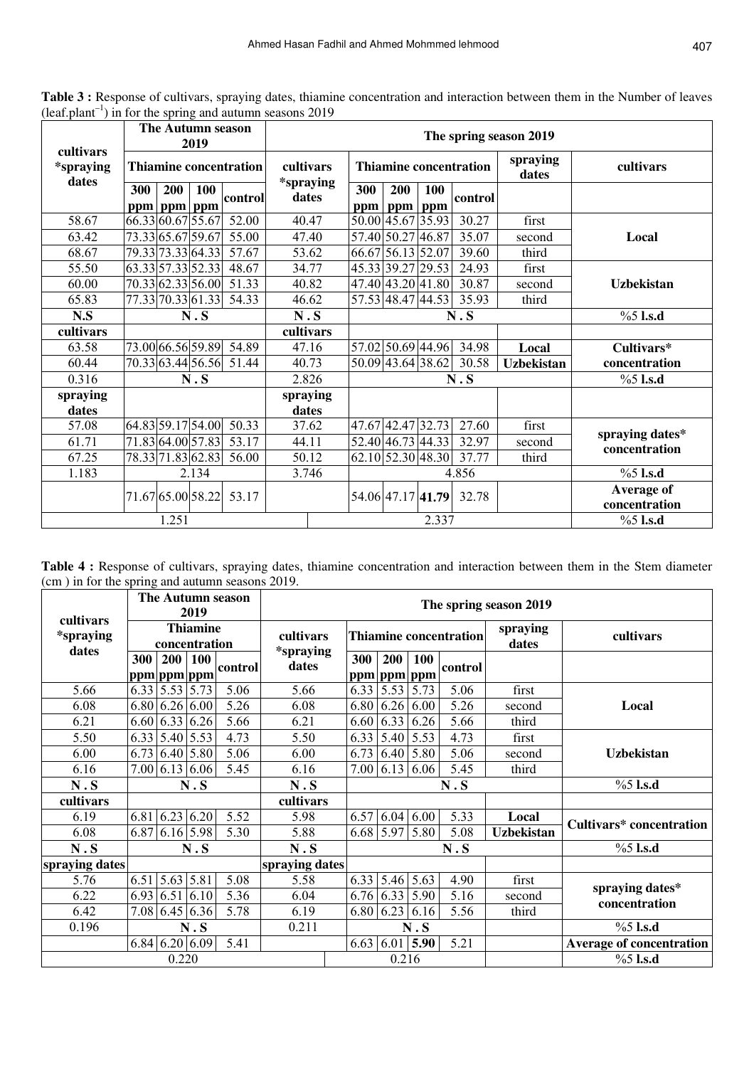**Table 3 :** Response of cultivars, spraying dates, thiamine concentration and interaction between them in the Number of leaves (leaf.plant$^{-1}$) in for the spring and autumn seasons 2019

| cultivars *spraying dates | The Autumn season 2019 | | | | The spring season 2019 | | | | | | |
|---|---|---|---|---|---|---|---|---|---|---|---|
| | Thiamine concentration | | | | cultivars *spraying dates | Thiamine concentration | | | | spraying dates | cultivars |
| | 300 ppm | 200 ppm | 100 ppm | control | | 300 ppm | 200 ppm | 100 ppm | control | | |
| 58.67 | 66.33 | 60.67 | 55.67 | 52.00 | 40.47 | 50.00 | 45.67 | 35.93 | 30.27 | first | Local |
| 63.42 | 73.33 | 65.67 | 59.67 | 55.00 | 47.40 | 57.40 | 50.27 | 46.87 | 35.07 | second | |
| 68.67 | 79.33 | 73.33 | 64.33 | 57.67 | 53.62 | 66.67 | 56.13 | 52.07 | 39.60 | third | |
| 55.50 | 63.33 | 57.33 | 52.33 | 48.67 | 34.77 | 45.33 | 39.27 | 29.53 | 24.93 | first | Uzbekistan |
| 60.00 | 70.33 | 62.33 | 56.00 | 51.33 | 40.82 | 47.40 | 43.20 | 41.80 | 30.87 | second | |
| 65.83 | 77.33 | 70.33 | 61.33 | 54.33 | 46.62 | 57.53 | 48.47 | 44.53 | 35.93 | third | |
| **N.S** | **N . S** | | | | **N . S** | **N . S** | | | | | **%5 l.s.d** |
| **cultivars** | | | | | **cultivars** | | | | | | |
| 63.58 | 73.00 | 66.56 | 59.89 | 54.89 | 47.16 | 57.02 | 50.69 | 44.96 | 34.98 | **Local** | **Cultivars* concentration** |
| 60.44 | 70.33 | 63.44 | 56.56 | 51.44 | 40.73 | 50.09 | 43.64 | 38.62 | 30.58 | **Uzbekistan** | |
| 0.316 | **N . S** | | | | 2.826 | **N . S** | | | | | **%5 l.s.d** |
| **spraying dates** | | | | | **spraying dates** | | | | | | |
| 57.08 | 64.83 | 59.17 | 54.00 | 50.33 | 37.62 | 47.67 | 42.47 | 32.73 | 27.60 | first | **spraying dates* concentration** |
| 61.71 | 71.83 | 64.00 | 57.83 | 53.17 | 44.11 | 52.40 | 46.73 | 44.33 | 32.97 | second | |
| 67.25 | 78.33 | 71.83 | 62.83 | 56.00 | 50.12 | 62.10 | 52.30 | 48.30 | 37.77 | third | |
| 1.183 | 2.134 | | | | 3.746 | 4.856 | | | | | **%5 l.s.d** |
| | 71.67 | 65.00 | 58.22 | 53.17 | | 54.06 | 47.17 | **41.79** | 32.78 | | **Average of concentration** |
| | 1.251 | | | | | 2.337 | | | | | **%5 l.s.d** |

**Table 4 :** Response of cultivars, spraying dates, thiamine concentration and interaction between them in the Stem diameter (cm ) in for the spring and autumn seasons 2019.

| cultivars *spraying dates | The Autumn season 2019 | | | | The spring season 2019 | | | | | | |
|---|---|---|---|---|---|---|---|---|---|---|---|
| | Thiamine concentration | | | | cultivars *spraying dates | Thiamine concentration | | | | spraying dates | cultivars |
| | 300 ppm | 200 ppm | 100 ppm | control | | 300 ppm | 200 ppm | 100 ppm | control | | |
| 5.66 | 6.33 | 5.53 | 5.73 | 5.06 | 5.66 | 6.33 | 5.53 | 5.73 | 5.06 | first | Local |
| 6.08 | 6.80 | 6.26 | 6.00 | 5.26 | 6.08 | 6.80 | 6.26 | 6.00 | 5.26 | second | |
| 6.21 | 6.60 | 6.33 | 6.26 | 5.66 | 6.21 | 6.60 | 6.33 | 6.26 | 5.66 | third | |
| 5.50 | 6.33 | 5.40 | 5.53 | 4.73 | 5.50 | 6.33 | 5.40 | 5.53 | 4.73 | first | Uzbekistan |
| 6.00 | 6.73 | 6.40 | 5.80 | 5.06 | 6.00 | 6.73 | 6.40 | 5.80 | 5.06 | second | |
| 6.16 | 7.00 | 6.13 | 6.06 | 5.45 | 6.16 | 7.00 | 6.13 | 6.06 | 5.45 | third | |
| **N . S** | **N . S** | | | | **N . S** | **N . S** | | | | | **%5 l.s.d** |
| **cultivars** | | | | | **cultivars** | | | | | | |
| 6.19 | 6.81 | 6.23 | 6.20 | 5.52 | 5.98 | 6.57 | 6.04 | 6.00 | 5.33 | **Local** | **Cultivars* concentration** |
| 6.08 | 6.87 | 6.16 | 5.98 | 5.30 | 5.88 | 6.68 | 5.97 | 5.80 | 5.08 | **Uzbekistan** | |
| **N . S** | **N . S** | | | | **N . S** | **N . S** | | | | | **%5 l.s.d** |
| **spraying dates** | | | | | **spraying dates** | | | | | | |
| 5.76 | 6.51 | 5.63 | 5.81 | 5.08 | 5.58 | 6.33 | 5.46 | 5.63 | 4.90 | first | **spraying dates* concentration** |
| 6.22 | 6.93 | 6.51 | 6.10 | 5.36 | 6.04 | 6.76 | 6.33 | 5.90 | 5.16 | second | |
| 6.42 | 7.08 | 6.45 | 6.36 | 5.78 | 6.19 | 6.80 | 6.23 | 6.16 | 5.56 | third | |
| 0.196 | **N . S** | | | | 0.211 | **N . S** | | | | | **%5 l.s.d** |
| | 6.84 | 6.20 | 6.09 | 5.41 | | 6.63 | 6.01 | **5.90** | 5.21 | | **Average of concentration** |
| | 0.220 | | | | | 0.216 | | | | | **%5 l.s.d** |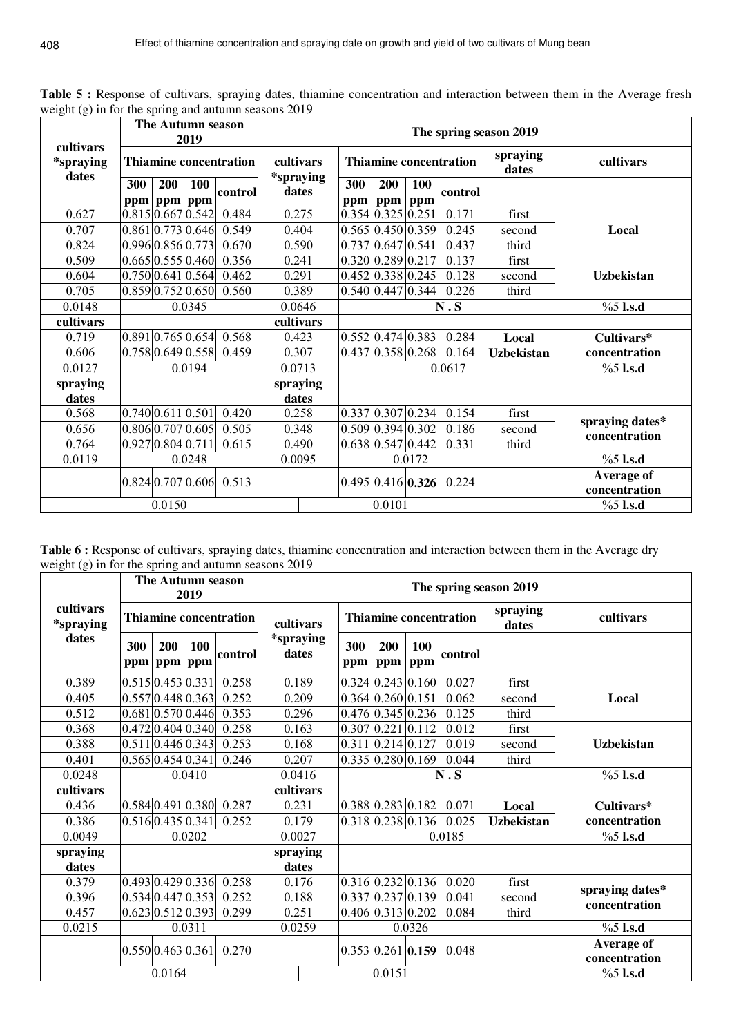**Table 5 :** Response of cultivars, spraying dates, thiamine concentration and interaction between them in the Average fresh weight (g) in for the spring and autumn seasons 2019

| cultivars *spraying dates | The Autumn season 2019 | | | | cultivars *spraying dates | The spring season 2019 | | | | | |
|---|---|---|---|---|---|---|---|---|---|---|---|
| | Thiamine concentration | | | | | Thiamine concentration | | | | spraying dates | cultivars |
| | 300 ppm | 200 ppm | 100 ppm | control | | 300 ppm | 200 ppm | 100 ppm | control | | |
| 0.627 | 0.815 | 0.667 | 0.542 | 0.484 | 0.275 | 0.354 | 0.325 | 0.251 | 0.171 | first | Local |
| 0.707 | 0.861 | 0.773 | 0.646 | 0.549 | 0.404 | 0.565 | 0.450 | 0.359 | 0.245 | second | |
| 0.824 | 0.996 | 0.856 | 0.773 | 0.670 | 0.590 | 0.737 | 0.647 | 0.541 | 0.437 | third | |
| 0.509 | 0.665 | 0.555 | 0.460 | 0.356 | 0.241 | 0.320 | 0.289 | 0.217 | 0.137 | first | Uzbekistan |
| 0.604 | 0.750 | 0.641 | 0.564 | 0.462 | 0.291 | 0.452 | 0.338 | 0.245 | 0.128 | second | |
| 0.705 | 0.859 | 0.752 | 0.650 | 0.560 | 0.389 | 0.540 | 0.447 | 0.344 | 0.226 | third | |
| 0.0148 | 0.0345 | | | | 0.0646 | N . S | | | | | %5 **l.s.d** |
| **cultivars** | | | | | **cultivars** | | | | | | |
| 0.719 | 0.891 | 0.765 | 0.654 | 0.568 | 0.423 | 0.552 | 0.474 | 0.383 | 0.284 | **Local** | **Cultivars* concentration** |
| 0.606 | 0.758 | 0.649 | 0.558 | 0.459 | 0.307 | 0.437 | 0.358 | 0.268 | 0.164 | **Uzbekistan** | |
| 0.0127 | 0.0194 | | | | 0.0713 | 0.0617 | | | | | %5 **l.s.d** |
| **spraying dates** | | | | | **spraying dates** | | | | | | |
| 0.568 | 0.740 | 0.611 | 0.501 | 0.420 | 0.258 | 0.337 | 0.307 | 0.234 | 0.154 | first | **spraying dates* concentration** |
| 0.656 | 0.806 | 0.707 | 0.605 | 0.505 | 0.348 | 0.509 | 0.394 | 0.302 | 0.186 | second | |
| 0.764 | 0.927 | 0.804 | 0.711 | 0.615 | 0.490 | 0.638 | 0.547 | 0.442 | 0.331 | third | |
| 0.0119 | 0.0248 | | | | 0.0095 | 0.0172 | | | | | %5 **l.s.d** |
| | 0.824 | 0.707 | 0.606 | 0.513 | | 0.495 | 0.416 | **0.326** | 0.224 | | **Average of concentration** |
| 0.0150 | | | | | | 0.0101 | | | | | %5 **l.s.d** |

**Table 6 :** Response of cultivars, spraying dates, thiamine concentration and interaction between them in the Average dry weight (g) in for the spring and autumn seasons 2019

| cultivars *spraying dates | The Autumn season 2019 | | | | cultivars *spraying dates | The spring season 2019 | | | | | |
|---|---|---|---|---|---|---|---|---|---|---|---|
| | Thiamine concentration | | | | | Thiamine concentration | | | | spraying dates | cultivars |
| | 300 ppm | 200 ppm | 100 ppm | control | | 300 ppm | 200 ppm | 100 ppm | control | | |
| 0.389 | 0.515 | 0.453 | 0.331 | 0.258 | 0.189 | 0.324 | 0.243 | 0.160 | 0.027 | first | Local |
| 0.405 | 0.557 | 0.448 | 0.363 | 0.252 | 0.209 | 0.364 | 0.260 | 0.151 | 0.062 | second | |
| 0.512 | 0.681 | 0.570 | 0.446 | 0.353 | 0.296 | 0.476 | 0.345 | 0.236 | 0.125 | third | |
| 0.368 | 0.472 | 0.404 | 0.340 | 0.258 | 0.163 | 0.307 | 0.221 | 0.112 | 0.012 | first | Uzbekistan |
| 0.388 | 0.511 | 0.446 | 0.343 | 0.253 | 0.168 | 0.311 | 0.214 | 0.127 | 0.019 | second | |
| 0.401 | 0.565 | 0.454 | 0.341 | 0.246 | 0.207 | 0.335 | 0.280 | 0.169 | 0.044 | third | |
| 0.0248 | 0.0410 | | | | 0.0416 | N . S | | | | | %5 **l.s.d** |
| **cultivars** | | | | | **cultivars** | | | | | | |
| 0.436 | 0.584 | 0.491 | 0.380 | 0.287 | 0.231 | 0.388 | 0.283 | 0.182 | 0.071 | **Local** | **Cultivars* concentration** |
| 0.386 | 0.516 | 0.435 | 0.341 | 0.252 | 0.179 | 0.318 | 0.238 | 0.136 | 0.025 | **Uzbekistan** | |
| 0.0049 | 0.0202 | | | | 0.0027 | 0.0185 | | | | | %5 **l.s.d** |
| **spraying dates** | | | | | **spraying dates** | | | | | | |
| 0.379 | 0.493 | 0.429 | 0.336 | 0.258 | 0.176 | 0.316 | 0.232 | 0.136 | 0.020 | first | **spraying dates* concentration** |
| 0.396 | 0.534 | 0.447 | 0.353 | 0.252 | 0.188 | 0.337 | 0.237 | 0.139 | 0.041 | second | |
| 0.457 | 0.623 | 0.512 | 0.393 | 0.299 | 0.251 | 0.406 | 0.313 | 0.202 | 0.084 | third | |
| 0.0215 | 0.0311 | | | | 0.0259 | 0.0326 | | | | | %5 **l.s.d** |
| | 0.550 | 0.463 | 0.361 | 0.270 | | 0.353 | 0.261 | **0.159** | 0.048 | | **Average of concentration** |
| 0.0164 | | | | | | 0.0151 | | | | | %5 **l.s.d** |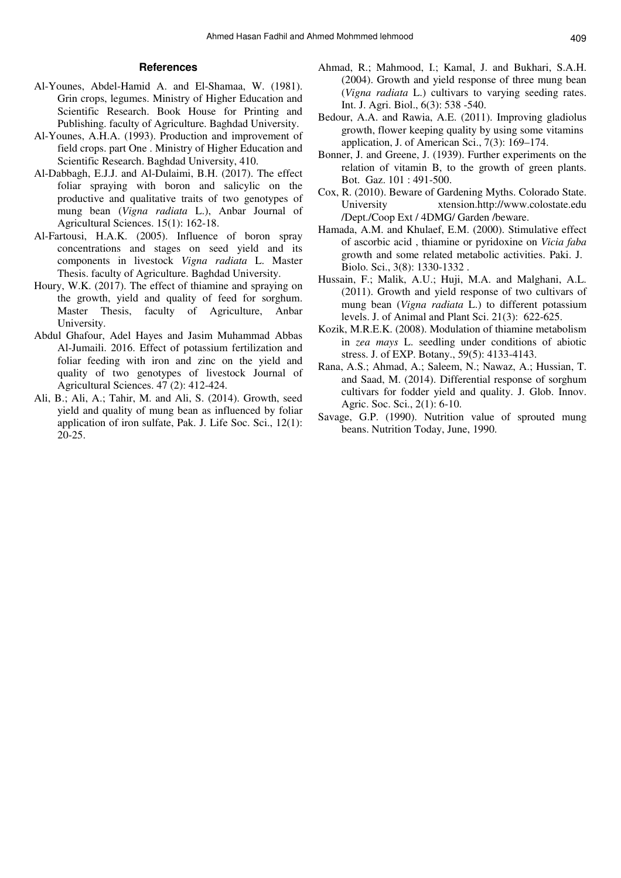## References

Al-Younes, Abdel-Hamid A. and El-Shamaa, W. (1981). Grin crops, legumes. Ministry of Higher Education and Scientific Research. Book House for Printing and Publishing. faculty of Agriculture. Baghdad University.

Al-Younes, A.H.A. (1993). Production and improvement of field crops. part One . Ministry of Higher Education and Scientific Research. Baghdad University, 410.

Al-Dabbagh, E.J.J. and Al-Dulaimi, B.H. (2017). The effect foliar spraying with boron and salicylic on the productive and qualitative traits of two genotypes of mung bean (*Vigna radiata* L.), Anbar Journal of Agricultural Sciences. 15(1): 162-18.

Al-Fartousi, H.A.K. (2005). Influence of boron spray concentrations and stages on seed yield and its components in livestock *Vigna radiata* L. Master Thesis. faculty of Agriculture. Baghdad University.

Houry, W.K. (2017). The effect of thiamine and spraying on the growth, yield and quality of feed for sorghum. Master Thesis, faculty of Agriculture, Anbar University.

Abdul Ghafour, Adel Hayes and Jasim Muhammad Abbas Al-Jumaili. 2016. Effect of potassium fertilization and foliar feeding with iron and zinc on the yield and quality of two genotypes of livestock Journal of Agricultural Sciences. 47 (2): 412-424.

Ali, B.; Ali, A.; Tahir, M. and Ali, S. (2014). Growth, seed yield and quality of mung bean as influenced by foliar application of iron sulfate, Pak. J. Life Soc. Sci., 12(1): 20-25.

Ahmad, R.; Mahmood, I.; Kamal, J. and Bukhari, S.A.H. (2004). Growth and yield response of three mung bean (*Vigna radiata* L.) cultivars to varying seeding rates. Int. J. Agri. Biol., 6(3): 538 -540.

Bedour, A.A. and Rawia, A.E. (2011). Improving gladiolus growth, flower keeping quality by using some vitamins application, J. of American Sci., 7(3): 169–174.

Bonner, J. and Greene, J. (1939). Further experiments on the relation of vitamin B, to the growth of green plants. Bot. Gaz. 101 : 491-500.

Cox, R. (2010). Beware of Gardening Myths. Colorado State. University xtension.http://www.colostate.edu /Dept./Coop Ext / 4DMG/ Garden /beware.

Hamada, A.M. and Khulaef, E.M. (2000). Stimulative effect of ascorbic acid , thiamine or pyridoxine on *Vicia faba* growth and some related metabolic activities. Paki. J. Biolo. Sci., 3(8): 1330-1332 .

Hussain, F.; Malik, A.U.; Huji, M.A. and Malghani, A.L. (2011). Growth and yield response of two cultivars of mung bean (*Vigna radiata* L.) to different potassium levels. J. of Animal and Plant Sci. 21(3): 622-625.

Kozik, M.R.E.K. (2008). Modulation of thiamine metabolism in *zea mays* L. seedling under conditions of abiotic stress. J. of EXP. Botany., 59(5): 4133-4143.

Rana, A.S.; Ahmad, A.; Saleem, N.; Nawaz, A.; Hussian, T. and Saad, M. (2014). Differential response of sorghum cultivars for fodder yield and quality. J. Glob. Innov. Agric. Soc. Sci., 2(1): 6-10.

Savage, G.P. (1990). Nutrition value of sprouted mung beans. Nutrition Today, June, 1990.